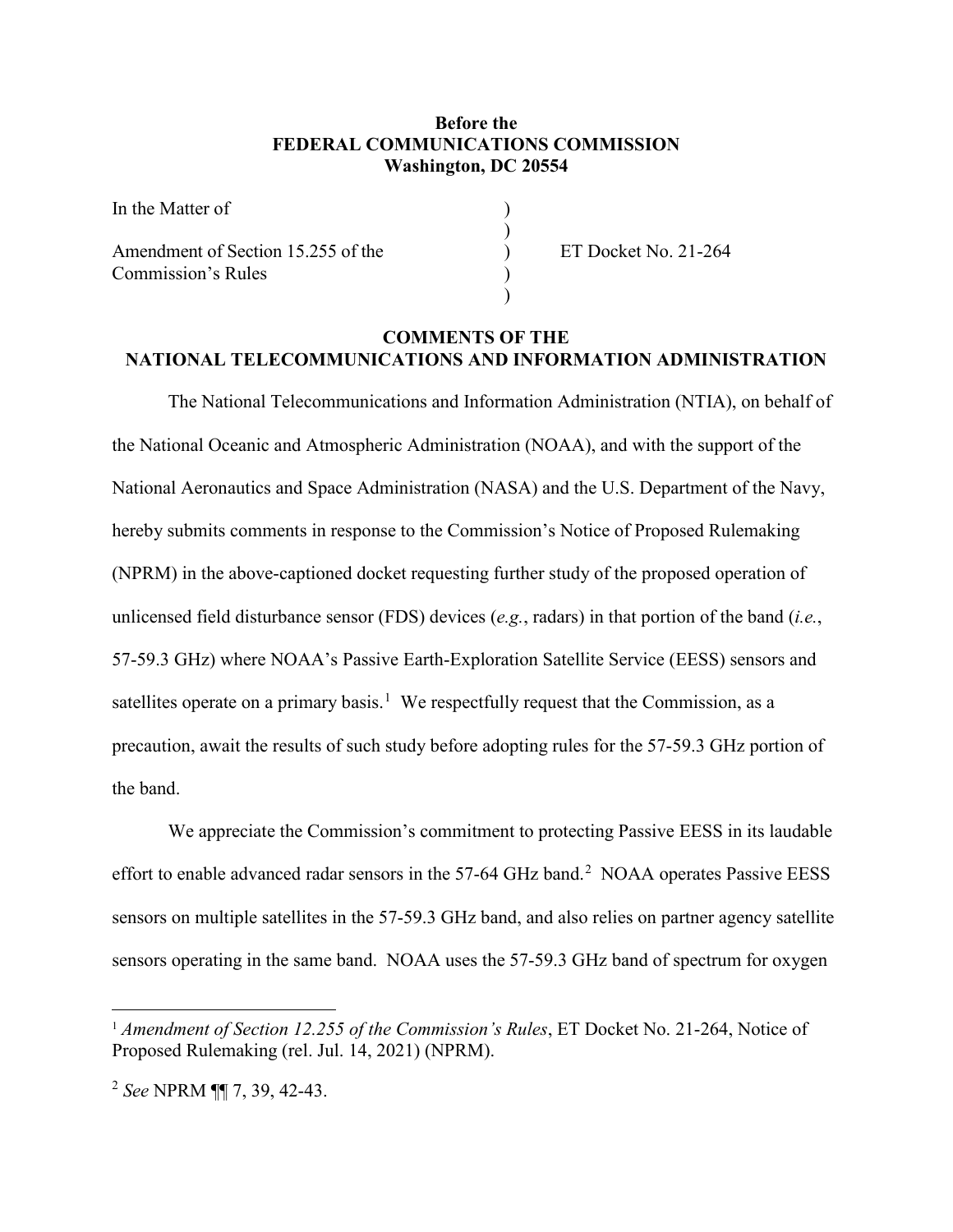**Before the**
**FEDERAL COMMUNICATIONS COMMISSION**
**Washington, DC 20554**

| | | |
|---|---|---|
| In the Matter of | ) | |
| | ) | |
| Amendment of Section 15.255 of the Commission's Rules | ) | ET Docket No. 21-264 |
| | ) | |
| | ) | |

**COMMENTS OF THE**
**NATIONAL TELECOMMUNICATIONS AND INFORMATION ADMINISTRATION**

The National Telecommunications and Information Administration (NTIA), on behalf of the National Oceanic and Atmospheric Administration (NOAA), and with the support of the National Aeronautics and Space Administration (NASA) and the U.S. Department of the Navy, hereby submits comments in response to the Commission's Notice of Proposed Rulemaking (NPRM) in the above-captioned docket requesting further study of the proposed operation of unlicensed field disturbance sensor (FDS) devices (*e.g.*, radars) in that portion of the band (*i.e.*, 57-59.3 GHz) where NOAA's Passive Earth-Exploration Satellite Service (EESS) sensors and satellites operate on a primary basis.[1] We respectfully request that the Commission, as a precaution, await the results of such study before adopting rules for the 57-59.3 GHz portion of the band.

We appreciate the Commission's commitment to protecting Passive EESS in its laudable effort to enable advanced radar sensors in the 57-64 GHz band.[2] NOAA operates Passive EESS sensors on multiple satellites in the 57-59.3 GHz band, and also relies on partner agency satellite sensors operating in the same band. NOAA uses the 57-59.3 GHz band of spectrum for oxygen

---

[1] *Amendment of Section 12.255 of the Commission's Rules*, ET Docket No. 21-264, Notice of Proposed Rulemaking (rel. Jul. 14, 2021) (NPRM).

[2] *See* NPRM ¶¶ 7, 39, 42-43.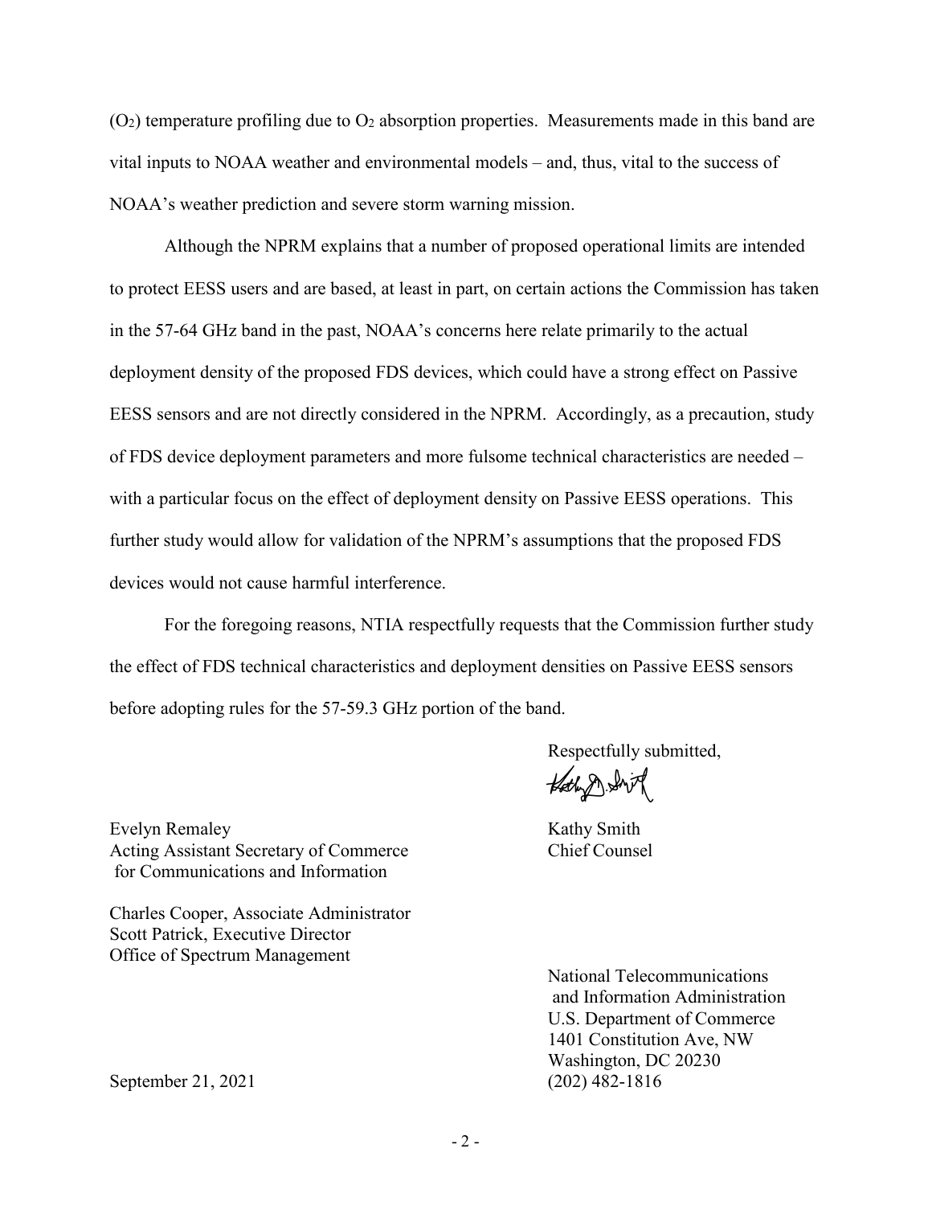($O_2$) temperature profiling due to $O_2$ absorption properties. Measurements made in this band are vital inputs to NOAA weather and environmental models – and, thus, vital to the success of NOAA's weather prediction and severe storm warning mission.

Although the NPRM explains that a number of proposed operational limits are intended to protect EESS users and are based, at least in part, on certain actions the Commission has taken in the 57-64 GHz band in the past, NOAA's concerns here relate primarily to the actual deployment density of the proposed FDS devices, which could have a strong effect on Passive EESS sensors and are not directly considered in the NPRM. Accordingly, as a precaution, study of FDS device deployment parameters and more fulsome technical characteristics are needed – with a particular focus on the effect of deployment density on Passive EESS operations. This further study would allow for validation of the NPRM's assumptions that the proposed FDS devices would not cause harmful interference.

For the foregoing reasons, NTIA respectfully requests that the Commission further study the effect of FDS technical characteristics and deployment densities on Passive EESS sensors before adopting rules for the 57-59.3 GHz portion of the band.

Respectfully submitted,

Kathy Smith
Chief Counsel

Evelyn Remaley
Acting Assistant Secretary of Commerce
for Communications and Information

Charles Cooper, Associate Administrator
Scott Patrick, Executive Director
Office of Spectrum Management

National Telecommunications
and Information Administration
U.S. Department of Commerce
1401 Constitution Ave, NW
Washington, DC 20230
(202) 482-1816

September 21, 2021